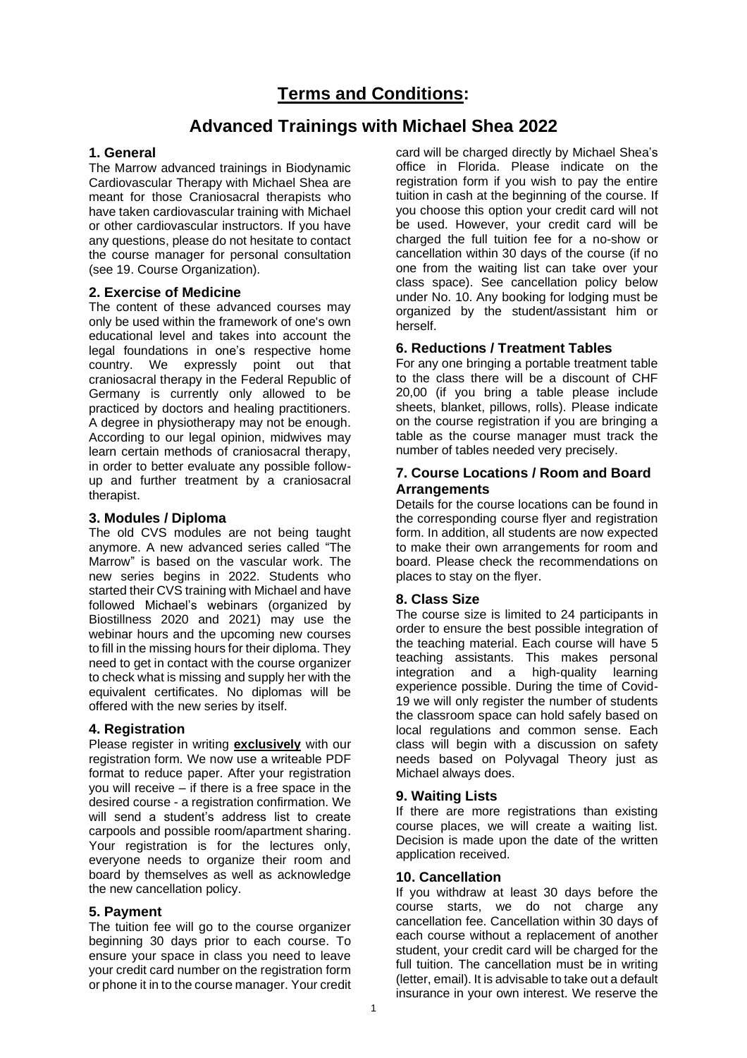# **Terms and Conditions:**

# Advanced Trainings with Michael Shea 2022

## 1. General

The Marrow advanced trainings in Biodynamic Cardiovascular Therapy with Michael Shea are meant for those Craniosacral therapists who have taken cardiovascular training with Michael or other cardiovascular instructors. If you have any questions, please do not hesitate to contact the course manager for personal consultation (see 19. Course Organization).

## 2. Exercise of Medicine

The content of these advanced courses may only be used within the framework of one's own educational level and takes into account the legal foundations in one's respective home country. We expressly point out that craniosacral therapy in the Federal Republic of Germany is currently only allowed to be practiced by doctors and healing practitioners. A degree in physiotherapy may not be enough. According to our legal opinion, midwives may learn certain methods of craniosacral therapy, in order to better evaluate any possible follow-up and further treatment by a craniosacral therapist.

## 3. Modules / Diploma

The old CVS modules are not being taught anymore. A new advanced series called "The Marrow" is based on the vascular work. The new series begins in 2022. Students who started their CVS training with Michael and have followed Michael's webinars (organized by Biostillness 2020 and 2021) may use the webinar hours and the upcoming new courses to fill in the missing hours for their diploma. They need to get in contact with the course organizer to check what is missing and supply her with the equivalent certificates. No diplomas will be offered with the new series by itself.

## 4. Registration

Please register in writing **exclusively** with our registration form. We now use a writeable PDF format to reduce paper. After your registration you will receive – if there is a free space in the desired course - a registration confirmation. We will send a student's address list to create carpools and possible room/apartment sharing. Your registration is for the lectures only, everyone needs to organize their room and board by themselves as well as acknowledge the new cancellation policy.

## 5. Payment

The tuition fee will go to the course organizer beginning 30 days prior to each course. To ensure your space in class you need to leave your credit card number on the registration form or phone it in to the course manager. Your credit card will be charged directly by Michael Shea's office in Florida. Please indicate on the registration form if you wish to pay the entire tuition in cash at the beginning of the course. If you choose this option your credit card will not be used. However, your credit card will be charged the full tuition fee for a no-show or cancellation within 30 days of the course (if no one from the waiting list can take over your class space). See cancellation policy below under No. 10. Any booking for lodging must be organized by the student/assistant him or herself.

## 6. Reductions / Treatment Tables

For any one bringing a portable treatment table to the class there will be a discount of CHF 20,00 (if you bring a table please include sheets, blanket, pillows, rolls). Please indicate on the course registration if you are bringing a table as the course manager must track the number of tables needed very precisely.

## 7. Course Locations / Room and Board Arrangements

Details for the course locations can be found in the corresponding course flyer and registration form. In addition, all students are now expected to make their own arrangements for room and board. Please check the recommendations on places to stay on the flyer.

## 8. Class Size

The course size is limited to 24 participants in order to ensure the best possible integration of the teaching material. Each course will have 5 teaching assistants. This makes personal integration and a high-quality learning experience possible. During the time of Covid-19 we will only register the number of students the classroom space can hold safely based on local regulations and common sense. Each class will begin with a discussion on safety needs based on Polyvagal Theory just as Michael always does.

## 9. Waiting Lists

If there are more registrations than existing course places, we will create a waiting list. Decision is made upon the date of the written application received.

## 10. Cancellation

If you withdraw at least 30 days before the course starts, we do not charge any cancellation fee. Cancellation within 30 days of each course without a replacement of another student, your credit card will be charged for the full tuition. The cancellation must be in writing (letter, email). It is advisable to take out a default insurance in your own interest. We reserve the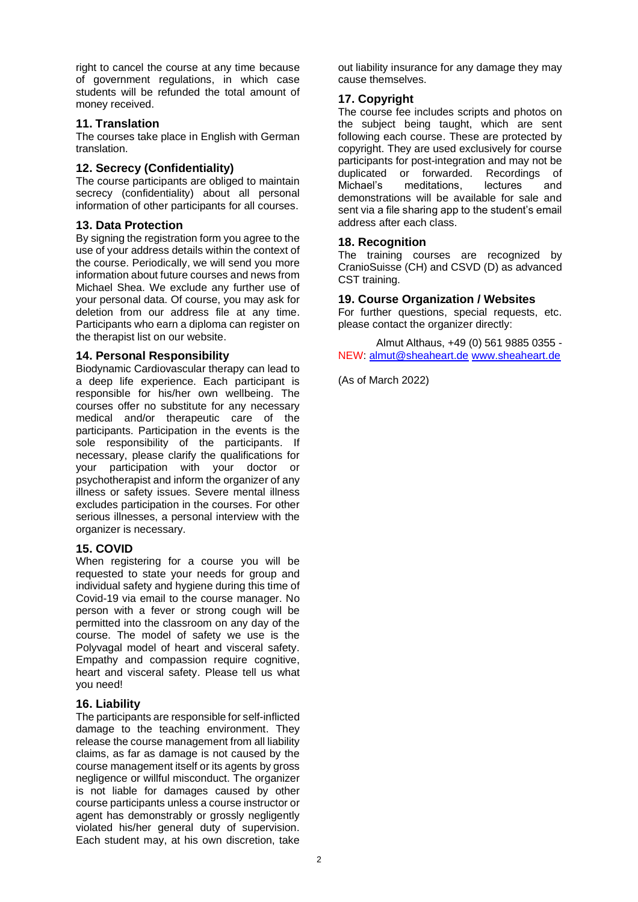right to cancel the course at any time because of government regulations, in which case students will be refunded the total amount of money received.

### 11. Translation

The courses take place in English with German translation.

### 12. Secrecy (Confidentiality)

The course participants are obliged to maintain secrecy (confidentiality) about all personal information of other participants for all courses.

### 13. Data Protection

By signing the registration form you agree to the use of your address details within the context of the course. Periodically, we will send you more information about future courses and news from Michael Shea. We exclude any further use of your personal data. Of course, you may ask for deletion from our address file at any time. Participants who earn a diploma can register on the therapist list on our website.

### 14. Personal Responsibility

Biodynamic Cardiovascular therapy can lead to a deep life experience. Each participant is responsible for his/her own wellbeing. The courses offer no substitute for any necessary medical and/or therapeutic care of the participants. Participation in the events is the sole responsibility of the participants. If necessary, please clarify the qualifications for your participation with your doctor or psychotherapist and inform the organizer of any illness or safety issues. Severe mental illness excludes participation in the courses. For other serious illnesses, a personal interview with the organizer is necessary.

### 15. COVID

When registering for a course you will be requested to state your needs for group and individual safety and hygiene during this time of Covid-19 via email to the course manager. No person with a fever or strong cough will be permitted into the classroom on any day of the course. The model of safety we use is the Polyvagal model of heart and visceral safety. Empathy and compassion require cognitive, heart and visceral safety. Please tell us what you need!

### 16. Liability

The participants are responsible for self-inflicted damage to the teaching environment. They release the course management from all liability claims, as far as damage is not caused by the course management itself or its agents by gross negligence or willful misconduct. The organizer is not liable for damages caused by other course participants unless a course instructor or agent has demonstrably or grossly negligently violated his/her general duty of supervision. Each student may, at his own discretion, take out liability insurance for any damage they may cause themselves.

### 17. Copyright

The course fee includes scripts and photos on the subject being taught, which are sent following each course. These are protected by copyright. They are used exclusively for course participants for post-integration and may not be duplicated or forwarded. Recordings of Michael's meditations, lectures and demonstrations will be available for sale and sent via a file sharing app to the student's email address after each class.

### 18. Recognition

The training courses are recognized by CranioSuisse (CH) and CSVD (D) as advanced CST training.

### 19. Course Organization / Websites

For further questions, special requests, etc. please contact the organizer directly:

Almut Althaus, +49 (0) 561 9885 0355 - NEW: almut@sheaheart.de www.sheaheart.de

(As of March 2022)